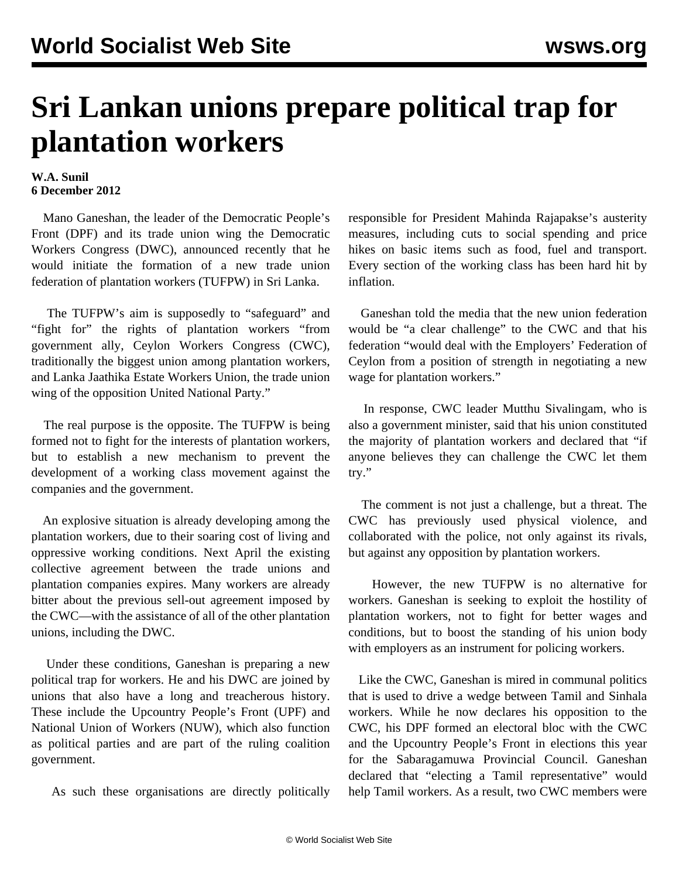# Sri Lankan unions prepare political trap for plantation workers

**W.A. Sunil**
**6 December 2012**

Mano Ganeshan, the leader of the Democratic People's Front (DPF) and its trade union wing the Democratic Workers Congress (DWC), announced recently that he would initiate the formation of a new trade union federation of plantation workers (TUFPW) in Sri Lanka.

The TUFPW's aim is supposedly to "safeguard" and "fight for" the rights of plantation workers "from government ally, Ceylon Workers Congress (CWC), traditionally the biggest union among plantation workers, and Lanka Jaathika Estate Workers Union, the trade union wing of the opposition United National Party."

The real purpose is the opposite. The TUFPW is being formed not to fight for the interests of plantation workers, but to establish a new mechanism to prevent the development of a working class movement against the companies and the government.

An explosive situation is already developing among the plantation workers, due to their soaring cost of living and oppressive working conditions. Next April the existing collective agreement between the trade unions and plantation companies expires. Many workers are already bitter about the previous sell-out agreement imposed by the CWC—with the assistance of all of the other plantation unions, including the DWC.

Under these conditions, Ganeshan is preparing a new political trap for workers. He and his DWC are joined by unions that also have a long and treacherous history. These include the Upcountry People's Front (UPF) and National Union of Workers (NUW), which also function as political parties and are part of the ruling coalition government.

As such these organisations are directly politically responsible for President Mahinda Rajapakse's austerity measures, including cuts to social spending and price hikes on basic items such as food, fuel and transport. Every section of the working class has been hard hit by inflation.

Ganeshan told the media that the new union federation would be "a clear challenge" to the CWC and that his federation "would deal with the Employers' Federation of Ceylon from a position of strength in negotiating a new wage for plantation workers."

In response, CWC leader Mutthu Sivalingam, who is also a government minister, said that his union constituted the majority of plantation workers and declared that "if anyone believes they can challenge the CWC let them try."

The comment is not just a challenge, but a threat. The CWC has previously used physical violence, and collaborated with the police, not only against its rivals, but against any opposition by plantation workers.

However, the new TUFPW is no alternative for workers. Ganeshan is seeking to exploit the hostility of plantation workers, not to fight for better wages and conditions, but to boost the standing of his union body with employers as an instrument for policing workers.

Like the CWC, Ganeshan is mired in communal politics that is used to drive a wedge between Tamil and Sinhala workers. While he now declares his opposition to the CWC, his DPF formed an electoral bloc with the CWC and the Upcountry People's Front in elections this year for the Sabaragamuwa Provincial Council. Ganeshan declared that "electing a Tamil representative" would help Tamil workers. As a result, two CWC members were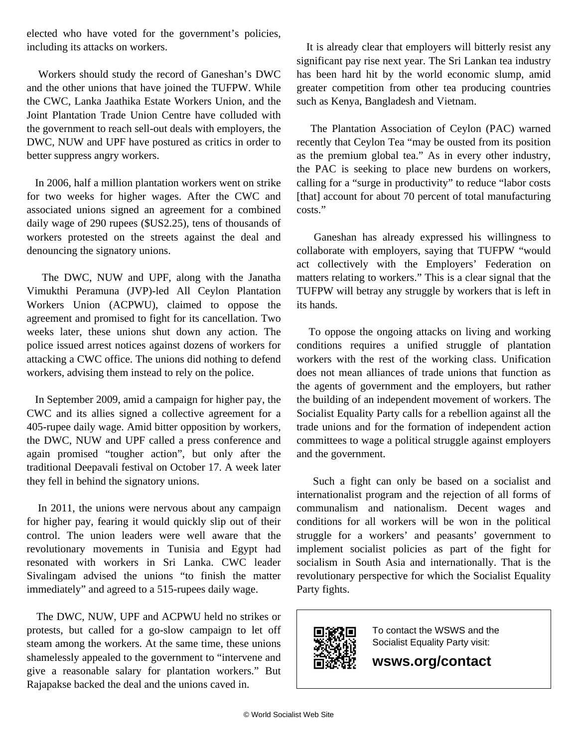elected who have voted for the government's policies, including its attacks on workers.

Workers should study the record of Ganeshan's DWC and the other unions that have joined the TUFPW. While the CWC, Lanka Jaathika Estate Workers Union, and the Joint Plantation Trade Union Centre have colluded with the government to reach sell-out deals with employers, the DWC, NUW and UPF have postured as critics in order to better suppress angry workers.

In 2006, half a million plantation workers went on strike for two weeks for higher wages. After the CWC and associated unions signed an agreement for a combined daily wage of 290 rupees ($US2.25), tens of thousands of workers protested on the streets against the deal and denouncing the signatory unions.

The DWC, NUW and UPF, along with the Janatha Vimukthi Peramuna (JVP)-led All Ceylon Plantation Workers Union (ACPWU), claimed to oppose the agreement and promised to fight for its cancellation. Two weeks later, these unions shut down any action. The police issued arrest notices against dozens of workers for attacking a CWC office. The unions did nothing to defend workers, advising them instead to rely on the police.

In September 2009, amid a campaign for higher pay, the CWC and its allies signed a collective agreement for a 405-rupee daily wage. Amid bitter opposition by workers, the DWC, NUW and UPF called a press conference and again promised "tougher action", but only after the traditional Deepavali festival on October 17. A week later they fell in behind the signatory unions.

In 2011, the unions were nervous about any campaign for higher pay, fearing it would quickly slip out of their control. The union leaders were well aware that the revolutionary movements in Tunisia and Egypt had resonated with workers in Sri Lanka. CWC leader Sivalingam advised the unions "to finish the matter immediately" and agreed to a 515-rupees daily wage.

The DWC, NUW, UPF and ACPWU held no strikes or protests, but called for a go-slow campaign to let off steam among the workers. At the same time, these unions shamelessly appealed to the government to "intervene and give a reasonable salary for plantation workers." But Rajapakse backed the deal and the unions caved in.

It is already clear that employers will bitterly resist any significant pay rise next year. The Sri Lankan tea industry has been hard hit by the world economic slump, amid greater competition from other tea producing countries such as Kenya, Bangladesh and Vietnam.

The Plantation Association of Ceylon (PAC) warned recently that Ceylon Tea "may be ousted from its position as the premium global tea." As in every other industry, the PAC is seeking to place new burdens on workers, calling for a "surge in productivity" to reduce "labor costs [that] account for about 70 percent of total manufacturing costs."

Ganeshan has already expressed his willingness to collaborate with employers, saying that TUFPW "would act collectively with the Employers' Federation on matters relating to workers." This is a clear signal that the TUFPW will betray any struggle by workers that is left in its hands.

To oppose the ongoing attacks on living and working conditions requires a unified struggle of plantation workers with the rest of the working class. Unification does not mean alliances of trade unions that function as the agents of government and the employers, but rather the building of an independent movement of workers. The Socialist Equality Party calls for a rebellion against all the trade unions and for the formation of independent action committees to wage a political struggle against employers and the government.

Such a fight can only be based on a socialist and internationalist program and the rejection of all forms of communalism and nationalism. Decent wages and conditions for all workers will be won in the political struggle for a workers' and peasants' government to implement socialist policies as part of the fight for socialism in South Asia and internationally. That is the revolutionary perspective for which the Socialist Equality Party fights.

To contact the WSWS and the Socialist Equality Party visit:

**wsws.org/contact**